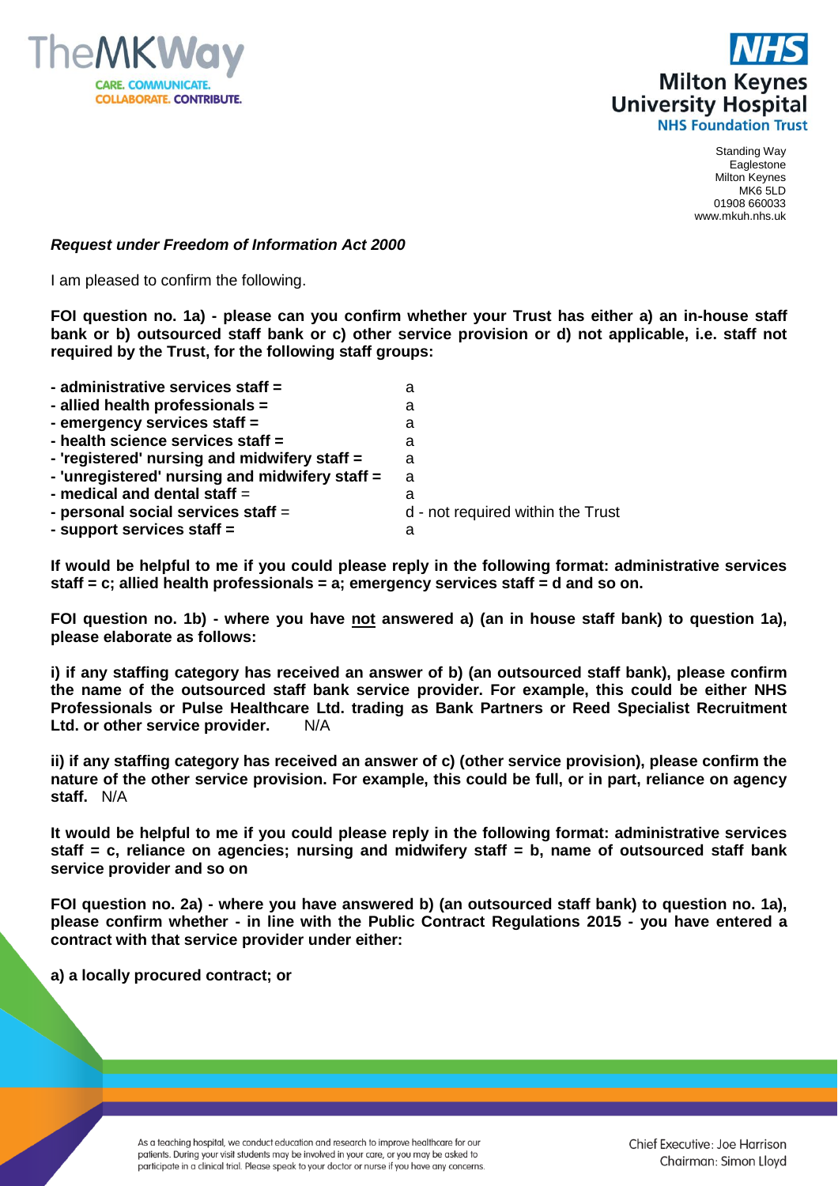Standing Way
Eaglestone
Milton Keynes
MK6 5LD
01908 660033
www.mkuh.nhs.uk

***Request under Freedom of Information Act 2000***

I am pleased to confirm the following.

**FOI question no. 1a) - please can you confirm whether your Trust has either a) an in-house staff bank or b) outsourced staff bank or c) other service provision or d) not applicable, i.e. staff not required by the Trust, for the following staff groups:**

| | |
|---|---|
| **- administrative services staff =** | a |
| **- allied health professionals =** | a |
| **- emergency services staff =** | a |
| **- health science services staff =** | a |
| **- 'registered' nursing and midwifery staff =** | a |
| **- 'unregistered' nursing and midwifery staff =** | a |
| **- medical and dental staff** = | a |
| **- personal social services staff** = | d - not required within the Trust |
| **- support services staff =** | a |

**If would be helpful to me if you could please reply in the following format: administrative services staff = c; allied health professionals = a; emergency services staff = d and so on.**

**FOI question no. 1b) - where you have not answered a) (an in house staff bank) to question 1a), please elaborate as follows:**

**i) if any staffing category has received an answer of b) (an outsourced staff bank), please confirm the name of the outsourced staff bank service provider. For example, this could be either NHS Professionals or Pulse Healthcare Ltd. trading as Bank Partners or Reed Specialist Recruitment Ltd. or other service provider.** N/A

**ii) if any staffing category has received an answer of c) (other service provision), please confirm the nature of the other service provision. For example, this could be full, or in part, reliance on agency staff.** N/A

**It would be helpful to me if you could please reply in the following format: administrative services staff = c, reliance on agencies; nursing and midwifery staff = b, name of outsourced staff bank service provider and so on**

**FOI question no. 2a) - where you have answered b) (an outsourced staff bank) to question no. 1a), please confirm whether - in line with the Public Contract Regulations 2015 - you have entered a contract with that service provider under either:**

**a) a locally procured contract; or**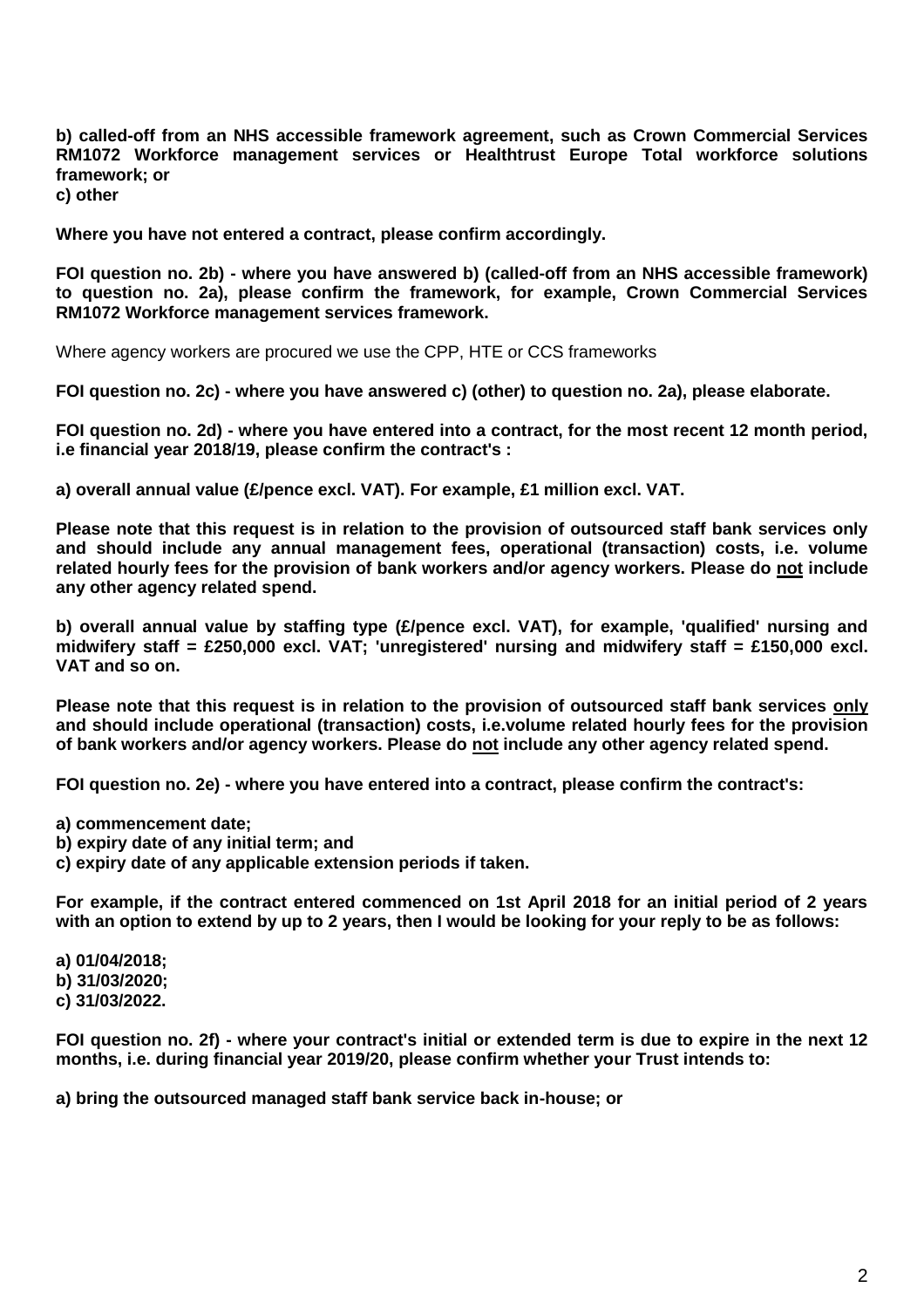**b) called-off from an NHS accessible framework agreement, such as Crown Commercial Services RM1072 Workforce management services or Healthtrust Europe Total workforce solutions framework; or**
**c) other**

**Where you have not entered a contract, please confirm accordingly.**

**FOI question no. 2b) - where you have answered b) (called-off from an NHS accessible framework) to question no. 2a), please confirm the framework, for example, Crown Commercial Services RM1072 Workforce management services framework.**

Where agency workers are procured we use the CPP, HTE or CCS frameworks

**FOI question no. 2c) - where you have answered c) (other) to question no. 2a), please elaborate.**

**FOI question no. 2d) - where you have entered into a contract, for the most recent 12 month period, i.e financial year 2018/19, please confirm the contract's :**

**a) overall annual value (£/pence excl. VAT). For example, £1 million excl. VAT.**

**Please note that this request is in relation to the provision of outsourced staff bank services only and should include any annual management fees, operational (transaction) costs, i.e. volume related hourly fees for the provision of bank workers and/or agency workers. Please do <u>not</u> include any other agency related spend.**

**b) overall annual value by staffing type (£/pence excl. VAT), for example, 'qualified' nursing and midwifery staff = £250,000 excl. VAT; 'unregistered' nursing and midwifery staff = £150,000 excl. VAT and so on.**

**Please note that this request is in relation to the provision of outsourced staff bank services <u>only</u> and should include operational (transaction) costs, i.e.volume related hourly fees for the provision of bank workers and/or agency workers. Please do <u>not</u> include any other agency related spend.**

**FOI question no. 2e) - where you have entered into a contract, please confirm the contract's:**

**a) commencement date;**
**b) expiry date of any initial term; and**
**c) expiry date of any applicable extension periods if taken.**

**For example, if the contract entered commenced on 1st April 2018 for an initial period of 2 years with an option to extend by up to 2 years, then I would be looking for your reply to be as follows:**

**a) 01/04/2018;**
**b) 31/03/2020;**
**c) 31/03/2022.**

**FOI question no. 2f) - where your contract's initial or extended term is due to expire in the next 12 months, i.e. during financial year 2019/20, please confirm whether your Trust intends to:**

**a) bring the outsourced managed staff bank service back in-house; or**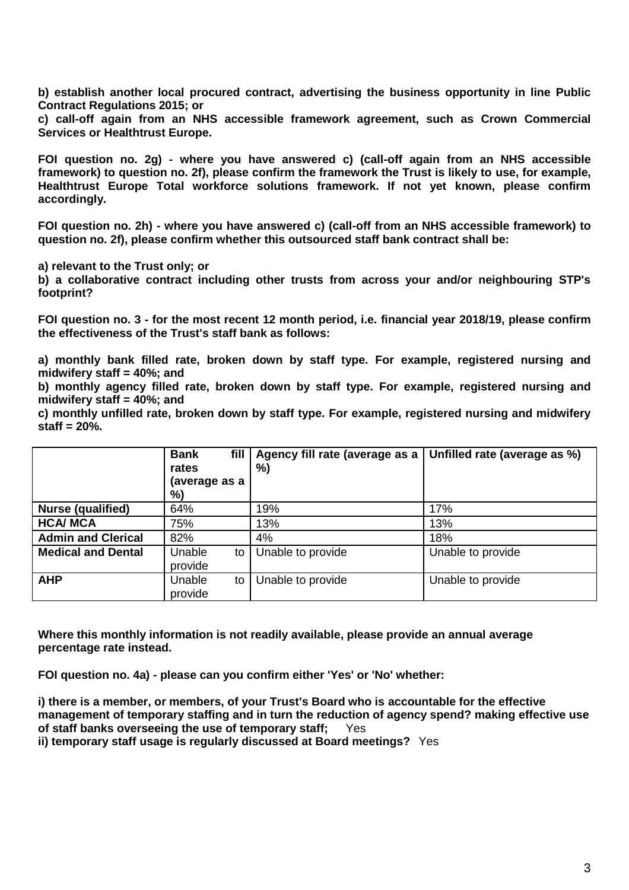**b) establish another local procured contract, advertising the business opportunity in line Public Contract Regulations 2015; or**

**c) call-off again from an NHS accessible framework agreement, such as Crown Commercial Services or Healthtrust Europe.**

**FOI question no. 2g) - where you have answered c) (call-off again from an NHS accessible framework) to question no. 2f), please confirm the framework the Trust is likely to use, for example, Healthtrust Europe Total workforce solutions framework. If not yet known, please confirm accordingly.**

**FOI question no. 2h) - where you have answered c) (call-off from an NHS accessible framework) to question no. 2f), please confirm whether this outsourced staff bank contract shall be:**

**a) relevant to the Trust only; or**

**b) a collaborative contract including other trusts from across your and/or neighbouring STP's footprint?**

**FOI question no. 3 - for the most recent 12 month period, i.e. financial year 2018/19, please confirm the effectiveness of the Trust's staff bank as follows:**

**a) monthly bank filled rate, broken down by staff type. For example, registered nursing and midwifery staff = 40%; and**

**b) monthly agency filled rate, broken down by staff type. For example, registered nursing and midwifery staff = 40%; and**

**c) monthly unfilled rate, broken down by staff type. For example, registered nursing and midwifery staff = 20%.**

| | **Bank fill rates (average as a %)** | **Agency fill rate (average as a %)** | **Unfilled rate (average as %)** |
|---|---|---|---|
| **Nurse (qualified)** | 64% | 19% | 17% |
| **HCA/ MCA** | 75% | 13% | 13% |
| **Admin and Clerical** | 82% | 4% | 18% |
| **Medical and Dental** | Unable to provide | Unable to provide | Unable to provide |
| **AHP** | Unable to provide | Unable to provide | Unable to provide |

**Where this monthly information is not readily available, please provide an annual average percentage rate instead.**

**FOI question no. 4a) - please can you confirm either 'Yes' or 'No' whether:**

**i) there is a member, or members, of your Trust's Board who is accountable for the effective management of temporary staffing and in turn the reduction of agency spend? making effective use of staff banks overseeing the use of temporary staff;** Yes

**ii) temporary staff usage is regularly discussed at Board meetings?** Yes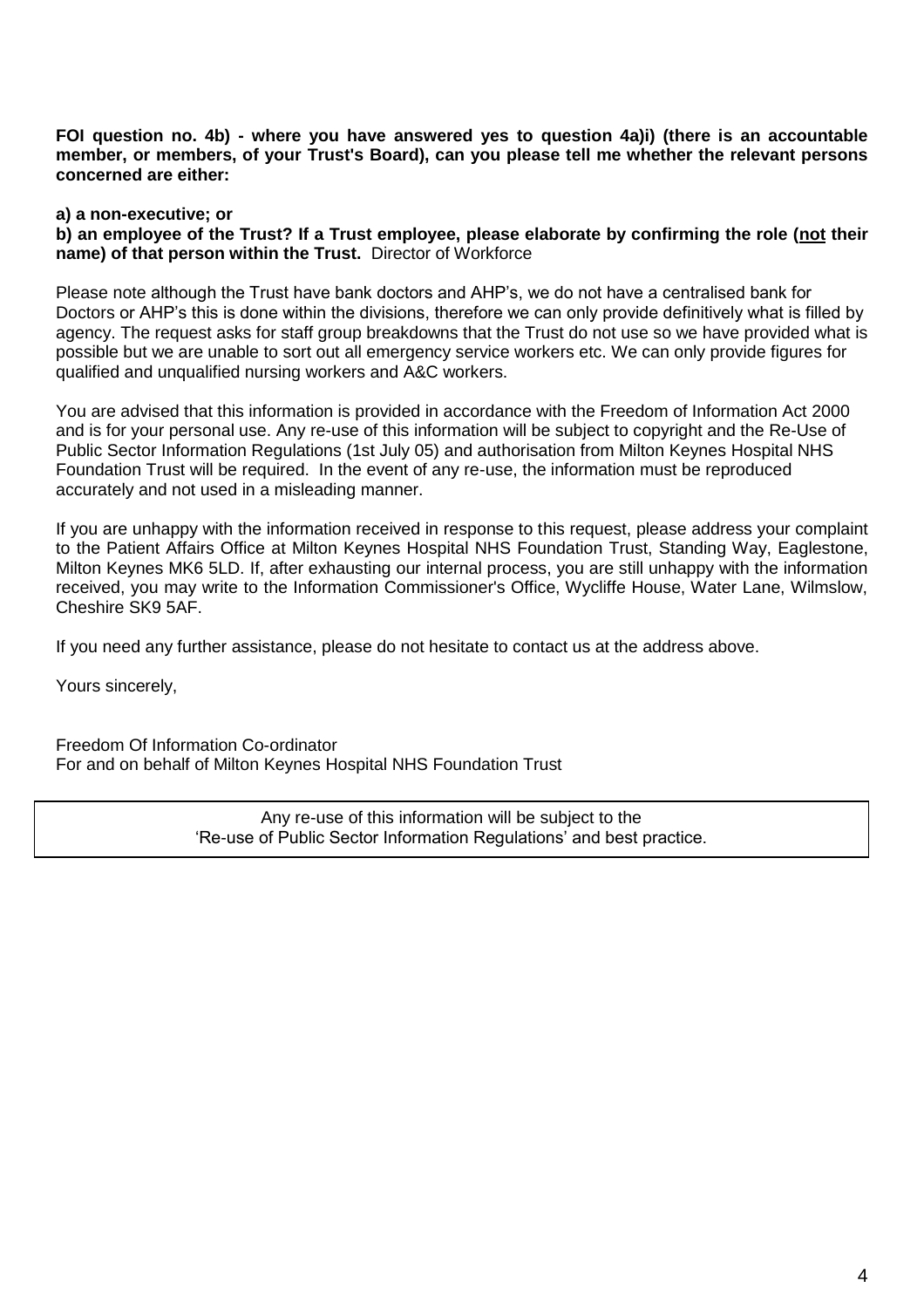**FOI question no. 4b) - where you have answered yes to question 4a)i) (there is an accountable member, or members, of your Trust's Board), can you please tell me whether the relevant persons concerned are either:**

**a) a non-executive; or**

**b) an employee of the Trust? If a Trust employee, please elaborate by confirming the role (<u>not</u> their name) of that person within the Trust.** Director of Workforce

Please note although the Trust have bank doctors and AHP's, we do not have a centralised bank for Doctors or AHP's this is done within the divisions, therefore we can only provide definitively what is filled by agency. The request asks for staff group breakdowns that the Trust do not use so we have provided what is possible but we are unable to sort out all emergency service workers etc. We can only provide figures for qualified and unqualified nursing workers and A&C workers.

You are advised that this information is provided in accordance with the Freedom of Information Act 2000 and is for your personal use. Any re-use of this information will be subject to copyright and the Re-Use of Public Sector Information Regulations (1st July 05) and authorisation from Milton Keynes Hospital NHS Foundation Trust will be required. In the event of any re-use, the information must be reproduced accurately and not used in a misleading manner.

If you are unhappy with the information received in response to this request, please address your complaint to the Patient Affairs Office at Milton Keynes Hospital NHS Foundation Trust, Standing Way, Eaglestone, Milton Keynes MK6 5LD. If, after exhausting our internal process, you are still unhappy with the information received, you may write to the Information Commissioner's Office, Wycliffe House, Water Lane, Wilmslow, Cheshire SK9 5AF.

If you need any further assistance, please do not hesitate to contact us at the address above.

Yours sincerely,

Freedom Of Information Co-ordinator
For and on behalf of Milton Keynes Hospital NHS Foundation Trust

Any re-use of this information will be subject to the 'Re-use of Public Sector Information Regulations' and best practice.